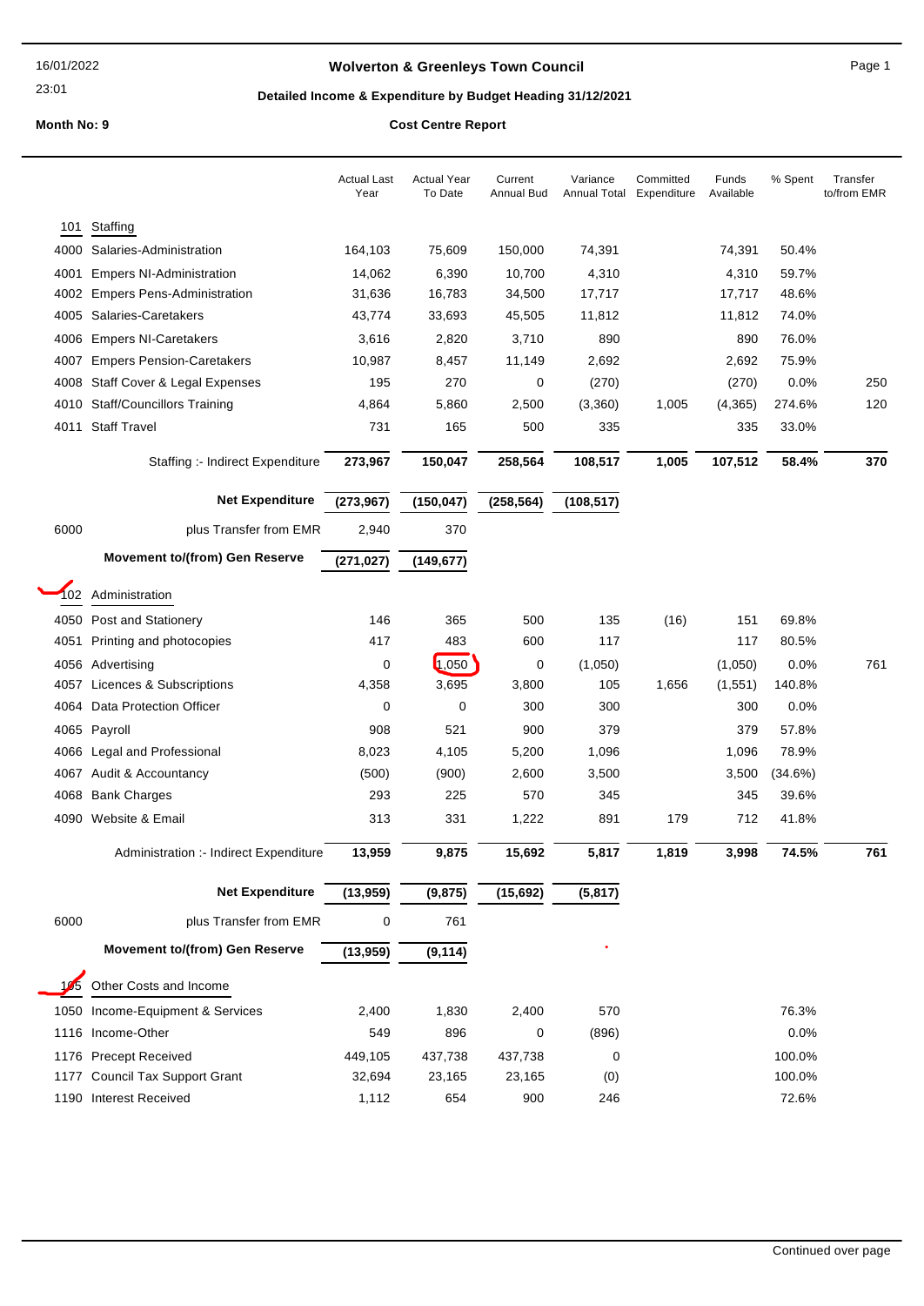# Wolverton & Greenleys Town Council

**Detailed Income & Expenditure by Budget Heading 31/12/2021**

**Month No: 9**

**Cost Centre Report**

| | | Actual Last Year | Actual Year To Date | Current Annual Bud | Variance Annual Total | Committed Expenditure | Funds Available | % Spent | Transfer to/from EMR |
|---|---|---|---|---|---|---|---|---|---|
| **101** | **Staffing** | | | | | | | | |
| 4000 | Salaries-Administration | 164,103 | 75,609 | 150,000 | 74,391 | | 74,391 | 50.4% | |
| 4001 | Empers NI-Administration | 14,062 | 6,390 | 10,700 | 4,310 | | 4,310 | 59.7% | |
| 4002 | Empers Pens-Administration | 31,636 | 16,783 | 34,500 | 17,717 | | 17,717 | 48.6% | |
| 4005 | Salaries-Caretakers | 43,774 | 33,693 | 45,505 | 11,812 | | 11,812 | 74.0% | |
| 4006 | Empers NI-Caretakers | 3,616 | 2,820 | 3,710 | 890 | | 890 | 76.0% | |
| 4007 | Empers Pension-Caretakers | 10,987 | 8,457 | 11,149 | 2,692 | | 2,692 | 75.9% | |
| 4008 | Staff Cover & Legal Expenses | 195 | 270 | 0 | (270) | | (270) | 0.0% | 250 |
| 4010 | Staff/Councillors Training | 4,864 | 5,860 | 2,500 | (3,360) | 1,005 | (4,365) | 274.6% | 120 |
| 4011 | Staff Travel | 731 | 165 | 500 | 335 | | 335 | 33.0% | |
| | Staffing :- Indirect Expenditure | **273,967** | **150,047** | **258,564** | **108,517** | **1,005** | **107,512** | **58.4%** | **370** |
| | **Net Expenditure** | **(273,967)** | **(150,047)** | **(258,564)** | **(108,517)** | | | | |
| 6000 | plus Transfer from EMR | 2,940 | 370 | | | | | | |
| | **Movement to/(from) Gen Reserve** | **(271,027)** | **(149,677)** | | | | | | |
| **102** | **Administration** | | | | | | | | |
| 4050 | Post and Stationery | 146 | 365 | 500 | 135 | (16) | 151 | 69.8% | |
| 4051 | Printing and photocopies | 417 | 483 | 600 | 117 | | 117 | 80.5% | |
| 4056 | Advertising | 0 | 1,050 | 0 | (1,050) | | (1,050) | 0.0% | 761 |
| 4057 | Licences & Subscriptions | 4,358 | 3,695 | 3,800 | 105 | 1,656 | (1,551) | 140.8% | |
| 4064 | Data Protection Officer | 0 | 0 | 300 | 300 | | 300 | 0.0% | |
| 4065 | Payroll | 908 | 521 | 900 | 379 | | 379 | 57.8% | |
| 4066 | Legal and Professional | 8,023 | 4,105 | 5,200 | 1,096 | | 1,096 | 78.9% | |
| 4067 | Audit & Accountancy | (500) | (900) | 2,600 | 3,500 | | 3,500 | (34.6%) | |
| 4068 | Bank Charges | 293 | 225 | 570 | 345 | | 345 | 39.6% | |
| 4090 | Website & Email | 313 | 331 | 1,222 | 891 | 179 | 712 | 41.8% | |
| | Administration :- Indirect Expenditure | **13,959** | **9,875** | **15,692** | **5,817** | **1,819** | **3,998** | **74.5%** | **761** |
| | **Net Expenditure** | **(13,959)** | **(9,875)** | **(15,692)** | **(5,817)** | | | | |
| 6000 | plus Transfer from EMR | 0 | 761 | | | | | | |
| | **Movement to/(from) Gen Reserve** | **(13,959)** | **(9,114)** | | | | | | |
| **105** | **Other Costs and Income** | | | | | | | | |
| 1050 | Income-Equipment & Services | 2,400 | 1,830 | 2,400 | 570 | | | 76.3% | |
| 1116 | Income-Other | 549 | 896 | 0 | (896) | | | 0.0% | |
| 1176 | Precept Received | 449,105 | 437,738 | 437,738 | 0 | | | 100.0% | |
| 1177 | Council Tax Support Grant | 32,694 | 23,165 | 23,165 | (0) | | | 100.0% | |
| 1190 | Interest Received | 1,112 | 654 | 900 | 246 | | | 72.6% | |

Continued over page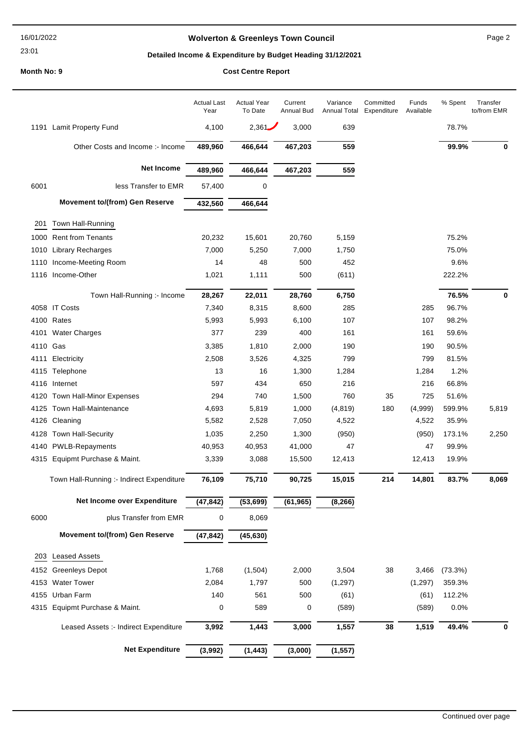**Wolverton & Greenleys Town Council**

**Detailed Income & Expenditure by Budget Heading 31/12/2021**

**Month No: 9** **Cost Centre Report**

| | | Actual Last Year | Actual Year To Date | Current Annual Bud | Variance Annual Total | Committed Expenditure | Funds Available | % Spent | Transfer to/from EMR |
|---|---|---|---|---|---|---|---|---|---|
| 1191 | Lamit Property Fund | 4,100 | 2,361 | 3,000 | 639 | | | 78.7% | |
| | **Other Costs and Income :- Income** | **489,960** | **466,644** | **467,203** | **559** | | | **99.9%** | **0** |
| | **Net Income** | **489,960** | **466,644** | **467,203** | **559** | | | | |
| 6001 | less Transfer to EMR | 57,400 | 0 | | | | | | |
| | **Movement to/(from) Gen Reserve** | **432,560** | **466,644** | | | | | | |
| **201** | **Town Hall-Running** | | | | | | | | |
| 1000 | Rent from Tenants | 20,232 | 15,601 | 20,760 | 5,159 | | | 75.2% | |
| 1010 | Library Recharges | 7,000 | 5,250 | 7,000 | 1,750 | | | 75.0% | |
| 1110 | Income-Meeting Room | 14 | 48 | 500 | 452 | | | 9.6% | |
| 1116 | Income-Other | 1,021 | 1,111 | 500 | (611) | | | 222.2% | |
| | **Town Hall-Running :- Income** | **28,267** | **22,011** | **28,760** | **6,750** | | | **76.5%** | **0** |
| 4058 | IT Costs | 7,340 | 8,315 | 8,600 | 285 | | 285 | 96.7% | |
| 4100 | Rates | 5,993 | 5,993 | 6,100 | 107 | | 107 | 98.2% | |
| 4101 | Water Charges | 377 | 239 | 400 | 161 | | 161 | 59.6% | |
| 4110 | Gas | 3,385 | 1,810 | 2,000 | 190 | | 190 | 90.5% | |
| 4111 | Electricity | 2,508 | 3,526 | 4,325 | 799 | | 799 | 81.5% | |
| 4115 | Telephone | 13 | 16 | 1,300 | 1,284 | | 1,284 | 1.2% | |
| 4116 | Internet | 597 | 434 | 650 | 216 | | 216 | 66.8% | |
| 4120 | Town Hall-Minor Expenses | 294 | 740 | 1,500 | 760 | 35 | 725 | 51.6% | |
| 4125 | Town Hall-Maintenance | 4,693 | 5,819 | 1,000 | (4,819) | 180 | (4,999) | 599.9% | 5,819 |
| 4126 | Cleaning | 5,582 | 2,528 | 7,050 | 4,522 | | 4,522 | 35.9% | |
| 4128 | Town Hall-Security | 1,035 | 2,250 | 1,300 | (950) | | (950) | 173.1% | 2,250 |
| 4140 | PWLB-Repayments | 40,953 | 40,953 | 41,000 | 47 | | 47 | 99.9% | |
| 4315 | Equipmt Purchase & Maint. | 3,339 | 3,088 | 15,500 | 12,413 | | 12,413 | 19.9% | |
| | **Town Hall-Running :- Indirect Expenditure** | **76,109** | **75,710** | **90,725** | **15,015** | **214** | **14,801** | **83.7%** | **8,069** |
| | **Net Income over Expenditure** | **(47,842)** | **(53,699)** | **(61,965)** | **(8,266)** | | | | |
| 6000 | plus Transfer from EMR | 0 | 8,069 | | | | | | |
| | **Movement to/(from) Gen Reserve** | **(47,842)** | **(45,630)** | | | | | | |
| **203** | **Leased Assets** | | | | | | | | |
| 4152 | Greenleys Depot | 1,768 | (1,504) | 2,000 | 3,504 | 38 | 3,466 | (73.3%) | |
| 4153 | Water Tower | 2,084 | 1,797 | 500 | (1,297) | | (1,297) | 359.3% | |
| 4155 | Urban Farm | 140 | 561 | 500 | (61) | | (61) | 112.2% | |
| 4315 | Equipmt Purchase & Maint. | 0 | 589 | 0 | (589) | | (589) | 0.0% | |
| | **Leased Assets :- Indirect Expenditure** | **3,992** | **1,443** | **3,000** | **1,557** | **38** | **1,519** | **49.4%** | **0** |
| | **Net Expenditure** | **(3,992)** | **(1,443)** | **(3,000)** | **(1,557)** | | | | |

Continued over page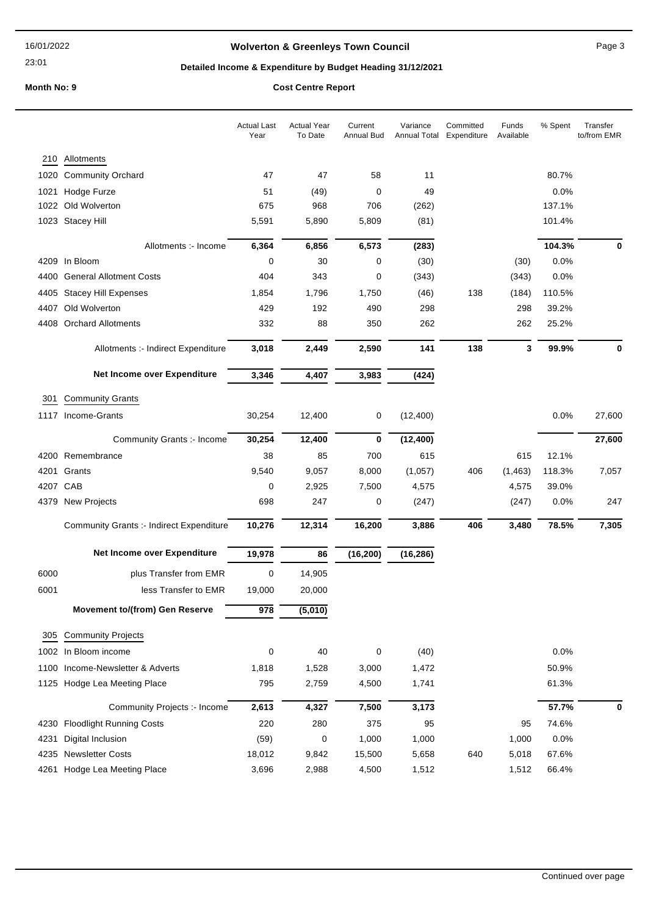# Wolverton & Greenleys Town Council

## Detailed Income & Expenditure by Budget Heading 31/12/2021

**Month No: 9** **Cost Centre Report**

| | | Actual Last Year | Actual Year To Date | Current Annual Bud | Variance Annual Total | Committed Expenditure | Funds Available | % Spent | Transfer to/from EMR |
|---|---|---|---|---|---|---|---|---|---|
| 210 | Allotments | | | | | | | | |
| 1020 | Community Orchard | 47 | 47 | 58 | 11 | | | 80.7% | |
| 1021 | Hodge Furze | 51 | (49) | 0 | 49 | | | 0.0% | |
| 1022 | Old Wolverton | 675 | 968 | 706 | (262) | | | 137.1% | |
| 1023 | Stacey Hill | 5,591 | 5,890 | 5,809 | (81) | | | 101.4% | |
| | Allotments :- Income | **6,364** | **6,856** | **6,573** | **(283)** | | | **104.3%** | **0** |
| 4209 | In Bloom | 0 | 30 | 0 | (30) | | (30) | 0.0% | |
| 4400 | General Allotment Costs | 404 | 343 | 0 | (343) | | (343) | 0.0% | |
| 4405 | Stacey Hill Expenses | 1,854 | 1,796 | 1,750 | (46) | 138 | (184) | 110.5% | |
| 4407 | Old Wolverton | 429 | 192 | 490 | 298 | | 298 | 39.2% | |
| 4408 | Orchard Allotments | 332 | 88 | 350 | 262 | | 262 | 25.2% | |
| | Allotments :- Indirect Expenditure | **3,018** | **2,449** | **2,590** | **141** | **138** | **3** | **99.9%** | **0** |
| | **Net Income over Expenditure** | **3,346** | **4,407** | **3,983** | **(424)** | | | | |
| 301 | Community Grants | | | | | | | | |
| 1117 | Income-Grants | 30,254 | 12,400 | 0 | (12,400) | | | 0.0% | 27,600 |
| | Community Grants :- Income | **30,254** | **12,400** | **0** | **(12,400)** | | | | **27,600** |
| 4200 | Remembrance | 38 | 85 | 700 | 615 | | 615 | 12.1% | |
| 4201 | Grants | 9,540 | 9,057 | 8,000 | (1,057) | 406 | (1,463) | 118.3% | 7,057 |
| 4207 | CAB | 0 | 2,925 | 7,500 | 4,575 | | 4,575 | 39.0% | |
| 4379 | New Projects | 698 | 247 | 0 | (247) | | (247) | 0.0% | 247 |
| | Community Grants :- Indirect Expenditure | **10,276** | **12,314** | **16,200** | **3,886** | **406** | **3,480** | **78.5%** | **7,305** |
| | **Net Income over Expenditure** | **19,978** | **86** | **(16,200)** | **(16,286)** | | | | |
| 6000 | plus Transfer from EMR | 0 | 14,905 | | | | | | |
| 6001 | less Transfer to EMR | 19,000 | 20,000 | | | | | | |
| | **Movement to/(from) Gen Reserve** | **978** | **(5,010)** | | | | | | |
| 305 | Community Projects | | | | | | | | |
| 1002 | In Bloom income | 0 | 40 | 0 | (40) | | | 0.0% | |
| 1100 | Income-Newsletter & Adverts | 1,818 | 1,528 | 3,000 | 1,472 | | | 50.9% | |
| 1125 | Hodge Lea Meeting Place | 795 | 2,759 | 4,500 | 1,741 | | | 61.3% | |
| | Community Projects :- Income | **2,613** | **4,327** | **7,500** | **3,173** | | | **57.7%** | **0** |
| 4230 | Floodlight Running Costs | 220 | 280 | 375 | 95 | | 95 | 74.6% | |
| 4231 | Digital Inclusion | (59) | 0 | 1,000 | 1,000 | | 1,000 | 0.0% | |
| 4235 | Newsletter Costs | 18,012 | 9,842 | 15,500 | 5,658 | 640 | 5,018 | 67.6% | |
| 4261 | Hodge Lea Meeting Place | 3,696 | 2,988 | 4,500 | 1,512 | | 1,512 | 66.4% | |

Continued over page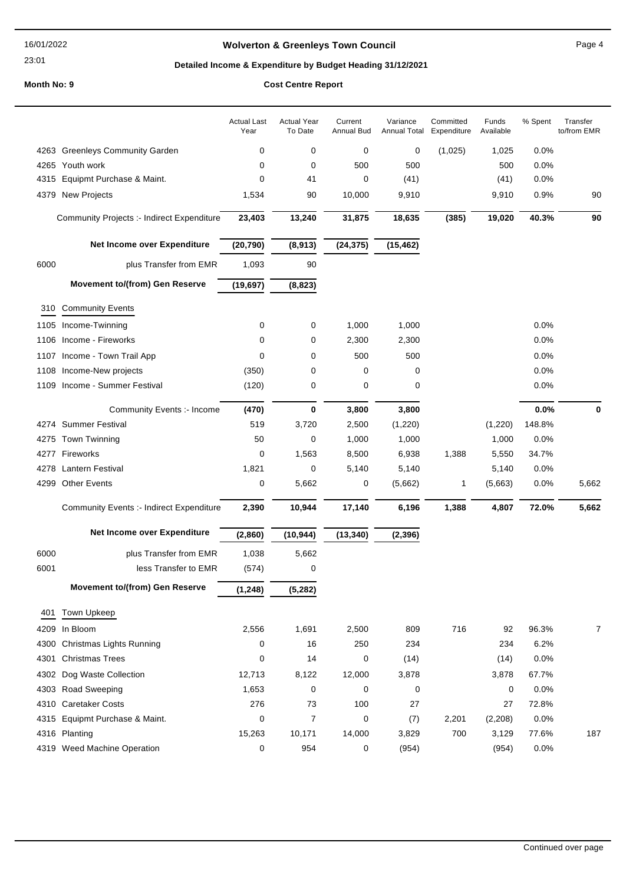**Wolverton & Greenleys Town Council**

**Detailed Income & Expenditure by Budget Heading 31/12/2021**

**Month No: 9** **Cost Centre Report**

| | | Actual Last Year | Actual Year To Date | Current Annual Bud | Variance Annual Total | Committed Expenditure | Funds Available | % Spent | Transfer to/from EMR |
|---|---|---|---|---|---|---|---|---|---|
| 4263 | Greenleys Community Garden | 0 | 0 | 0 | 0 | (1,025) | 1,025 | 0.0% | |
| 4265 | Youth work | 0 | 0 | 500 | 500 | | 500 | 0.0% | |
| 4315 | Equipmt Purchase & Maint. | 0 | 41 | 0 | (41) | | (41) | 0.0% | |
| 4379 | New Projects | 1,534 | 90 | 10,000 | 9,910 | | 9,910 | 0.9% | 90 |
| | Community Projects :- Indirect Expenditure | **23,403** | **13,240** | **31,875** | **18,635** | **(385)** | **19,020** | **40.3%** | **90** |
| | **Net Income over Expenditure** | **(20,790)** | **(8,913)** | **(24,375)** | **(15,462)** | | | | |
| 6000 | plus Transfer from EMR | 1,093 | 90 | | | | | | |
| | **Movement to/(from) Gen Reserve** | **(19,697)** | **(8,823)** | | | | | | |
| 310 | Community Events | | | | | | | | |
| 1105 | Income-Twinning | 0 | 0 | 1,000 | 1,000 | | | 0.0% | |
| 1106 | Income - Fireworks | 0 | 0 | 2,300 | 2,300 | | | 0.0% | |
| 1107 | Income - Town Trail App | 0 | 0 | 500 | 500 | | | 0.0% | |
| 1108 | Income-New projects | (350) | 0 | 0 | 0 | | | 0.0% | |
| 1109 | Income - Summer Festival | (120) | 0 | 0 | 0 | | | 0.0% | |
| | Community Events :- Income | **(470)** | **0** | **3,800** | **3,800** | | | **0.0%** | **0** |
| 4274 | Summer Festival | 519 | 3,720 | 2,500 | (1,220) | | (1,220) | 148.8% | |
| 4275 | Town Twinning | 50 | 0 | 1,000 | 1,000 | | 1,000 | 0.0% | |
| 4277 | Fireworks | 0 | 1,563 | 8,500 | 6,938 | 1,388 | 5,550 | 34.7% | |
| 4278 | Lantern Festival | 1,821 | 0 | 5,140 | 5,140 | | 5,140 | 0.0% | |
| 4299 | Other Events | 0 | 5,662 | 0 | (5,662) | 1 | (5,663) | 0.0% | 5,662 |
| | Community Events :- Indirect Expenditure | **2,390** | **10,944** | **17,140** | **6,196** | **1,388** | **4,807** | **72.0%** | **5,662** |
| | **Net Income over Expenditure** | **(2,860)** | **(10,944)** | **(13,340)** | **(2,396)** | | | | |
| 6000 | plus Transfer from EMR | 1,038 | 5,662 | | | | | | |
| 6001 | less Transfer to EMR | (574) | 0 | | | | | | |
| | **Movement to/(from) Gen Reserve** | **(1,248)** | **(5,282)** | | | | | | |
| 401 | Town Upkeep | | | | | | | | |
| 4209 | In Bloom | 2,556 | 1,691 | 2,500 | 809 | 716 | 92 | 96.3% | 7 |
| 4300 | Christmas Lights Running | 0 | 16 | 250 | 234 | | 234 | 6.2% | |
| 4301 | Christmas Trees | 0 | 14 | 0 | (14) | | (14) | 0.0% | |
| 4302 | Dog Waste Collection | 12,713 | 8,122 | 12,000 | 3,878 | | 3,878 | 67.7% | |
| 4303 | Road Sweeping | 1,653 | 0 | 0 | 0 | | 0 | 0.0% | |
| 4310 | Caretaker Costs | 276 | 73 | 100 | 27 | | 27 | 72.8% | |
| 4315 | Equipmt Purchase & Maint. | 0 | 7 | 0 | (7) | 2,201 | (2,208) | 0.0% | |
| 4316 | Planting | 15,263 | 10,171 | 14,000 | 3,829 | 700 | 3,129 | 77.6% | 187 |
| 4319 | Weed Machine Operation | 0 | 954 | 0 | (954) | | (954) | 0.0% | |

Continued over page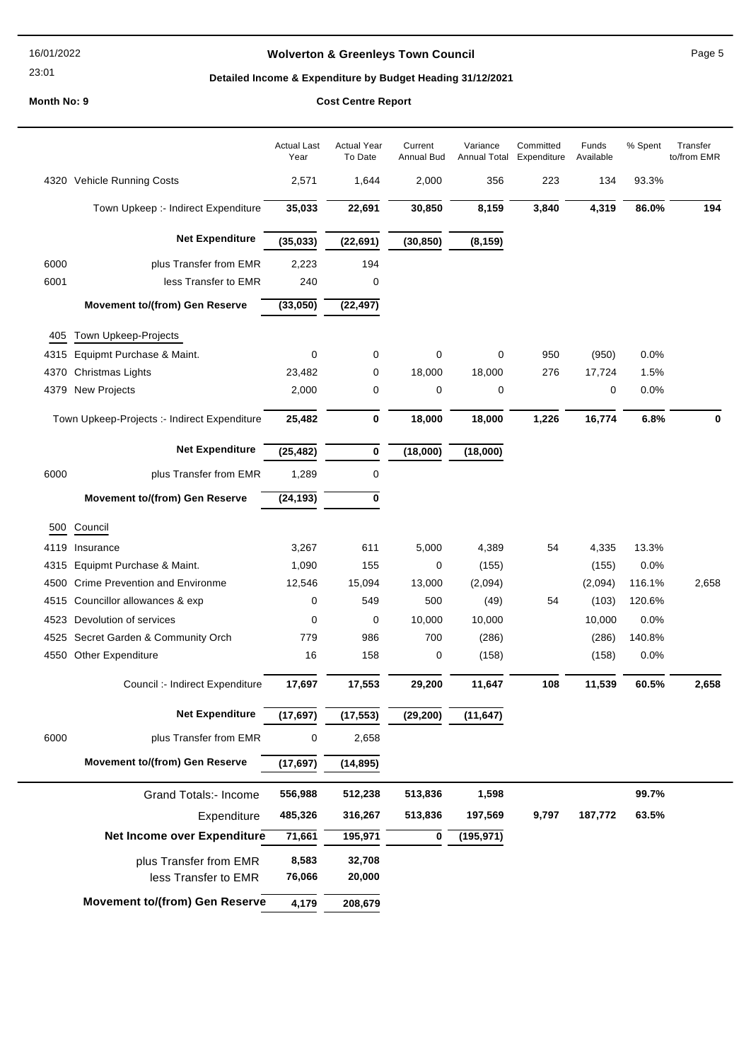# Wolverton & Greenleys Town Council

## Detailed Income & Expenditure by Budget Heading 31/12/2021

**Month No: 9** **Cost Centre Report**

| | | Actual Last Year | Actual Year To Date | Current Annual Bud | Variance Annual Total | Committed Expenditure | Funds Available | % Spent | Transfer to/from EMR |
|---|---|---|---|---|---|---|---|---|---|
| 4320 | Vehicle Running Costs | 2,571 | 1,644 | 2,000 | 356 | 223 | 134 | 93.3% | |
| | **Town Upkeep :- Indirect Expenditure** | **35,033** | **22,691** | **30,850** | **8,159** | **3,840** | **4,319** | **86.0%** | **194** |
| | **Net Expenditure** | **(35,033)** | **(22,691)** | **(30,850)** | **(8,159)** | | | | |
| 6000 | plus Transfer from EMR | 2,223 | 194 | | | | | | |
| 6001 | less Transfer to EMR | 240 | 0 | | | | | | |
| | **Movement to/(from) Gen Reserve** | **(33,050)** | **(22,497)** | | | | | | |
| 405 | Town Upkeep-Projects | | | | | | | | |
| 4315 | Equipmt Purchase & Maint. | 0 | 0 | 0 | 0 | 950 | (950) | 0.0% | |
| 4370 | Christmas Lights | 23,482 | 0 | 18,000 | 18,000 | 276 | 17,724 | 1.5% | |
| 4379 | New Projects | 2,000 | 0 | 0 | 0 | | 0 | 0.0% | |
| | **Town Upkeep-Projects :- Indirect Expenditure** | **25,482** | **0** | **18,000** | **18,000** | **1,226** | **16,774** | **6.8%** | **0** |
| | **Net Expenditure** | **(25,482)** | **0** | **(18,000)** | **(18,000)** | | | | |
| 6000 | plus Transfer from EMR | 1,289 | 0 | | | | | | |
| | **Movement to/(from) Gen Reserve** | **(24,193)** | **0** | | | | | | |
| 500 | Council | | | | | | | | |
| 4119 | Insurance | 3,267 | 611 | 5,000 | 4,389 | 54 | 4,335 | 13.3% | |
| 4315 | Equipmt Purchase & Maint. | 1,090 | 155 | 0 | (155) | | (155) | 0.0% | |
| 4500 | Crime Prevention and Environme | 12,546 | 15,094 | 13,000 | (2,094) | | (2,094) | 116.1% | 2,658 |
| 4515 | Councillor allowances & exp | 0 | 549 | 500 | (49) | 54 | (103) | 120.6% | |
| 4523 | Devolution of services | 0 | 0 | 10,000 | 10,000 | | 10,000 | 0.0% | |
| 4525 | Secret Garden & Community Orch | 779 | 986 | 700 | (286) | | (286) | 140.8% | |
| 4550 | Other Expenditure | 16 | 158 | 0 | (158) | | (158) | 0.0% | |
| | **Council :- Indirect Expenditure** | **17,697** | **17,553** | **29,200** | **11,647** | **108** | **11,539** | **60.5%** | **2,658** |
| | **Net Expenditure** | **(17,697)** | **(17,553)** | **(29,200)** | **(11,647)** | | | | |
| 6000 | plus Transfer from EMR | 0 | 2,658 | | | | | | |
| | **Movement to/(from) Gen Reserve** | **(17,697)** | **(14,895)** | | | | | | |
| | Grand Totals:- Income | **556,988** | **512,238** | **513,836** | **1,598** | | | **99.7%** | |
| | Expenditure | **485,326** | **316,267** | **513,836** | **197,569** | **9,797** | **187,772** | **63.5%** | |
| | **Net Income over Expenditure** | **71,661** | **195,971** | **0** | **(195,971)** | | | | |
| | plus Transfer from EMR | **8,583** | **32,708** | | | | | | |
| | less Transfer to EMR | **76,066** | **20,000** | | | | | | |
| | **Movement to/(from) Gen Reserve** | **4,179** | **208,679** | | | | | | |